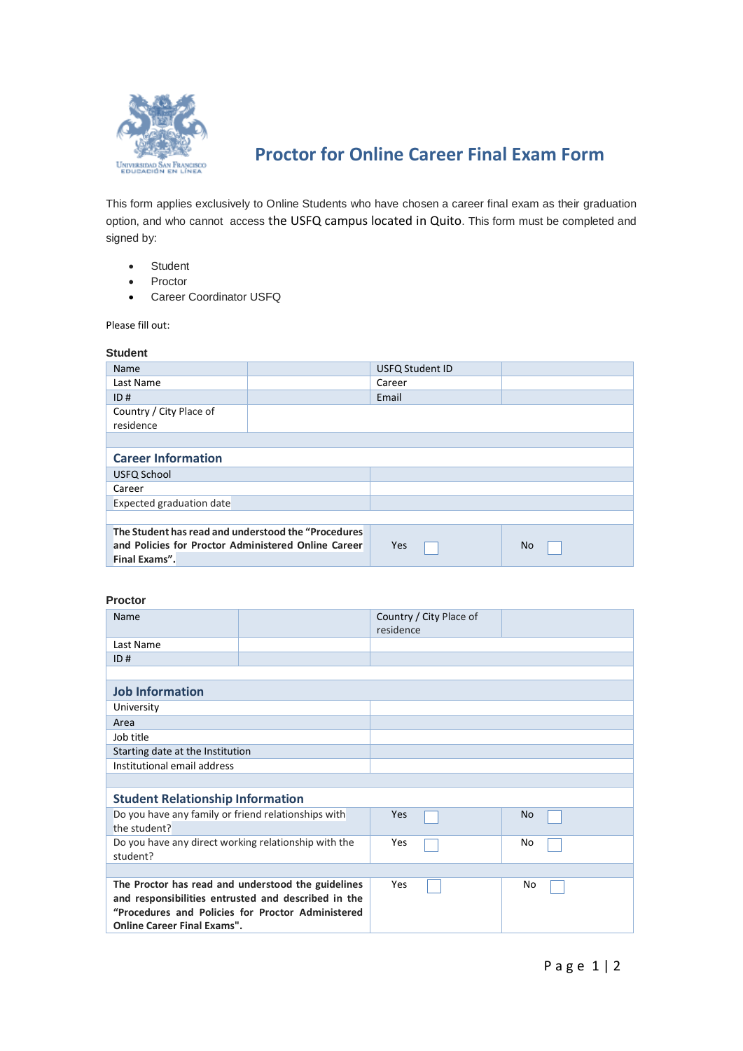# Proctor for Online Career Final Exam Form

This form applies exclusively to Online Students who have chosen a career final exam as their graduation option, and who cannot access the USFQ campus located in Quito. This form must be completed and signed by:

- Student
- Proctor
- Career Coordinator USFQ

Please fill out:

### Student

| Name | | USFQ Student ID | |
|---|---|---|---|
| Last Name | | Career | |
| ID # | | Email | |
| Country / City Place of residence | | | |

### Career Information

| | |
|---|---|
| USFQ School | |
| Career | |
| Expected graduation date | |

| | | |
|---|---|---|
| **The Student has read and understood the "Procedures and Policies for Proctor Administered Online Career Final Exams".** | Yes ☐ | No ☐ |

### Proctor

| Name | | Country / City Place of residence | |
|---|---|---|---|
| Last Name | | | |
| ID # | | | |

### Job Information

| | |
|---|---|
| University | |
| Area | |
| Job title | |
| Starting date at the Institution | |
| Institutional email address | |

### Student Relationship Information

| | | |
|---|---|---|
| Do you have any family or friend relationships with the student? | Yes ☐ | No ☐ |
| Do you have any direct working relationship with the student? | Yes ☐ | No ☐ |
| **The Proctor has read and understood the guidelines and responsibilities entrusted and described in the "Procedures and Policies for Proctor Administered Online Career Final Exams".** | Yes ☐ | No ☐ |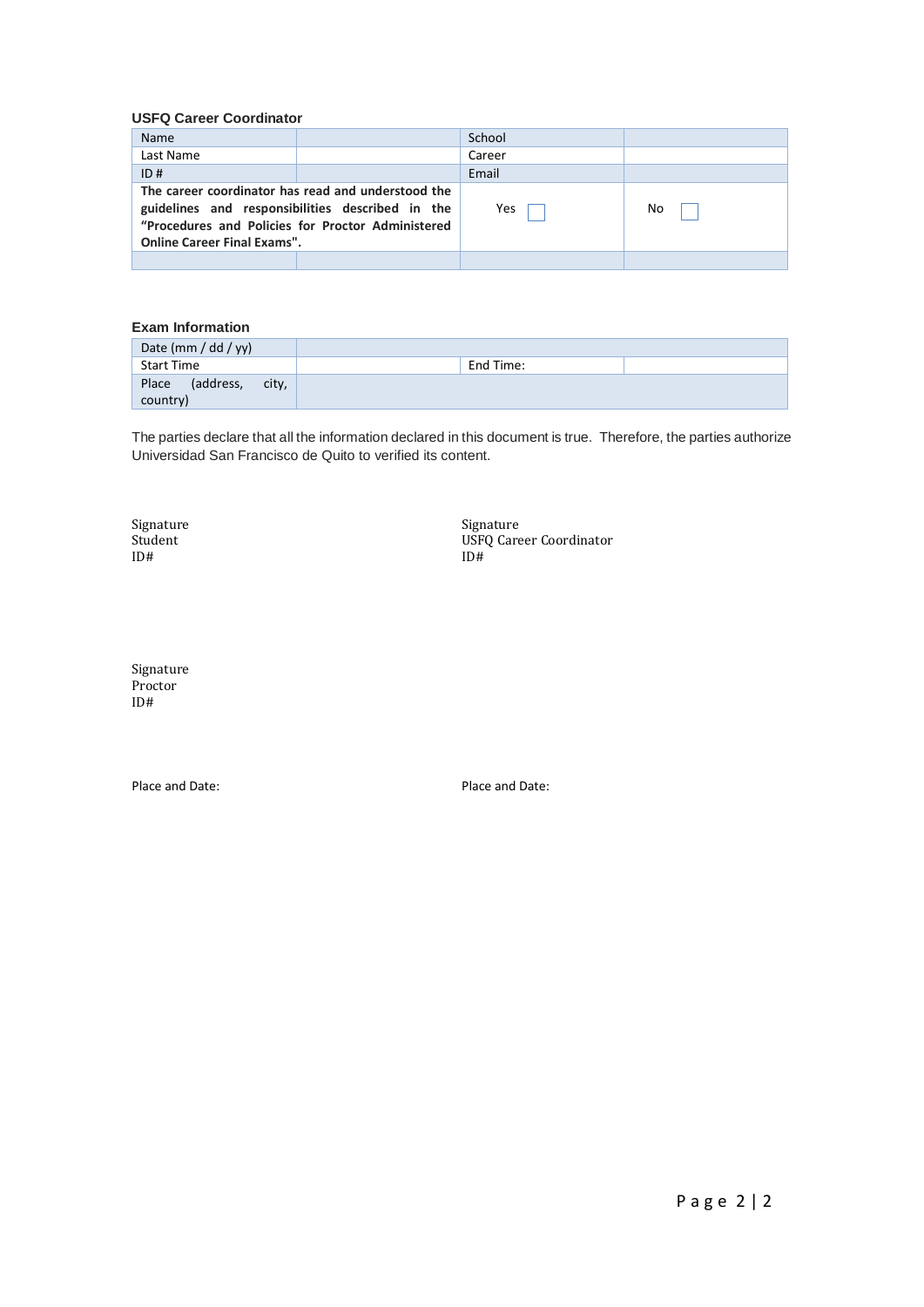### USFQ Career Coordinator

| | | | |
|---|---|---|---|
| Name | | School | |
| Last Name | | Career | |
| ID # | | Email | |
| **The career coordinator has read and understood the guidelines and responsibilities described in the "Procedures and Policies for Proctor Administered Online Career Final Exams".** | | Yes ☐ | No ☐ |
| | | | |

### Exam Information

| | | | |
|---|---|---|---|
| Date (mm / dd / yy) | | | |
| Start Time | | End Time: | |
| Place (address, city, country) | | | |

The parties declare that all the information declared in this document is true. Therefore, the parties authorize Universidad San Francisco de Quito to verified its content.

Signature
Student
ID#

Signature
USFQ Career Coordinator
ID#

Signature
Proctor
ID#

Place and Date:

Place and Date: